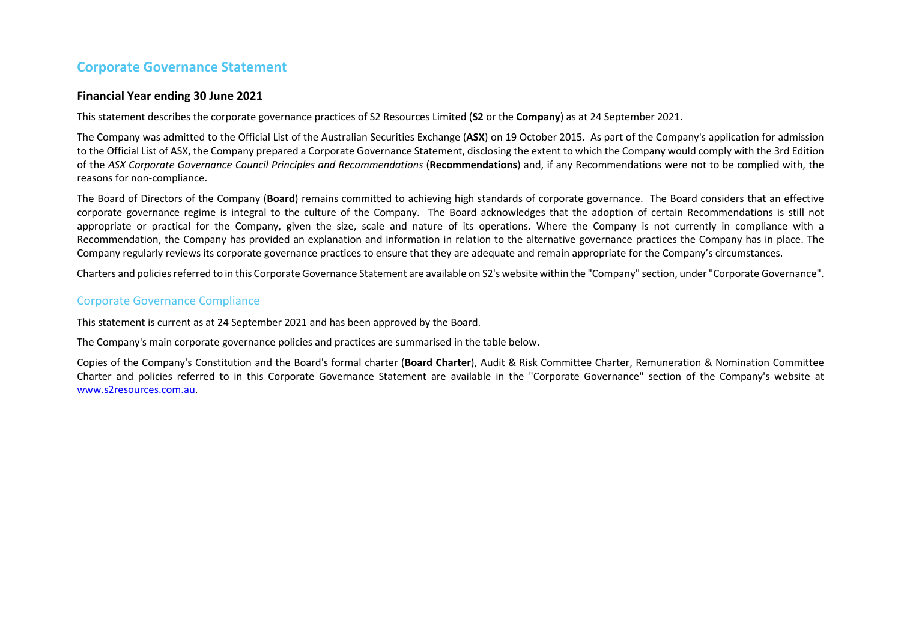# Corporate Governance Statement

### Financial Year ending 30 June 2021

This statement describes the corporate governance practices of S2 Resources Limited (**S2** or the **Company**) as at 24 September 2021.

The Company was admitted to the Official List of the Australian Securities Exchange (**ASX**) on 19 October 2015. As part of the Company's application for admission to the Official List of ASX, the Company prepared a Corporate Governance Statement, disclosing the extent to which the Company would comply with the 3rd Edition of the *ASX Corporate Governance Council Principles and Recommendations* (**Recommendations**) and, if any Recommendations were not to be complied with, the reasons for non-compliance.

The Board of Directors of the Company (**Board**) remains committed to achieving high standards of corporate governance. The Board considers that an effective corporate governance regime is integral to the culture of the Company. The Board acknowledges that the adoption of certain Recommendations is still not appropriate or practical for the Company, given the size, scale and nature of its operations. Where the Company is not currently in compliance with a Recommendation, the Company has provided an explanation and information in relation to the alternative governance practices the Company has in place. The Company regularly reviews its corporate governance practices to ensure that they are adequate and remain appropriate for the Company's circumstances.

Charters and policies referred to in this Corporate Governance Statement are available on S2's website within the "Company" section, under "Corporate Governance".

## Corporate Governance Compliance

This statement is current as at 24 September 2021 and has been approved by the Board.

The Company's main corporate governance policies and practices are summarised in the table below.

Copies of the Company's Constitution and the Board's formal charter (**Board Charter**), Audit & Risk Committee Charter, Remuneration & Nomination Committee Charter and policies referred to in this Corporate Governance Statement are available in the "Corporate Governance" section of the Company's website at www.s2resources.com.au.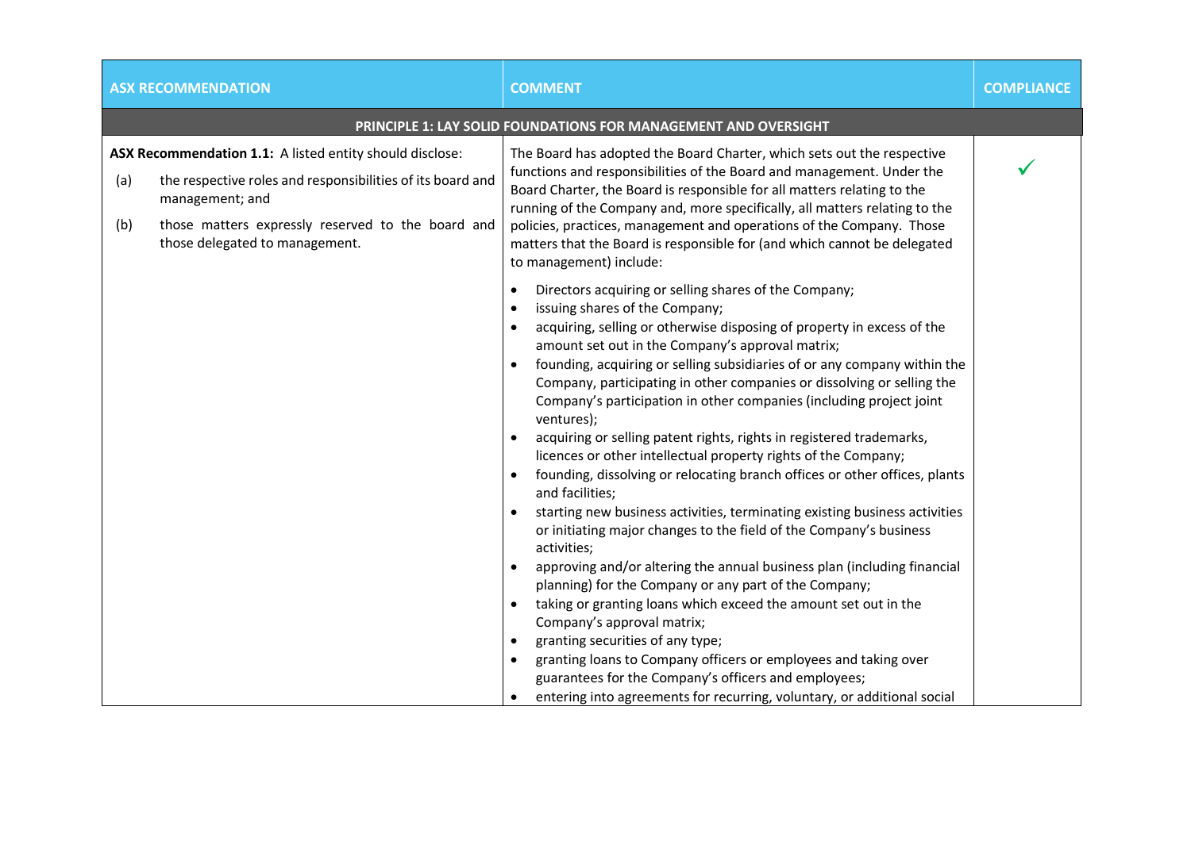| ASX RECOMMENDATION | COMMENT | COMPLIANCE |
|---|---|---|
| **PRINCIPLE 1: LAY SOLID FOUNDATIONS FOR MANAGEMENT AND OVERSIGHT** | | |
| **ASX Recommendation 1.1:** A listed entity should disclose:<br>(a) the respective roles and responsibilities of its board and management; and<br>(b) those matters expressly reserved to the board and those delegated to management. | The Board has adopted the Board Charter, which sets out the respective functions and responsibilities of the Board and management. Under the Board Charter, the Board is responsible for all matters relating to the running of the Company and, more specifically, all matters relating to the policies, practices, management and operations of the Company. Those matters that the Board is responsible for (and which cannot be delegated to management) include:<br>• Directors acquiring or selling shares of the Company;<br>• issuing shares of the Company;<br>• acquiring, selling or otherwise disposing of property in excess of the amount set out in the Company's approval matrix;<br>• founding, acquiring or selling subsidiaries of or any company within the Company, participating in other companies or dissolving or selling the Company's participation in other companies (including project joint ventures);<br>• acquiring or selling patent rights, rights in registered trademarks, licences or other intellectual property rights of the Company;<br>• founding, dissolving or relocating branch offices or other offices, plants and facilities;<br>• starting new business activities, terminating existing business activities or initiating major changes to the field of the Company's business activities;<br>• approving and/or altering the annual business plan (including financial planning) for the Company or any part of the Company;<br>• taking or granting loans which exceed the amount set out in the Company's approval matrix;<br>• granting securities of any type;<br>• granting loans to Company officers or employees and taking over guarantees for the Company's officers and employees;<br>• entering into agreements for recurring, voluntary, or additional social | ✓ |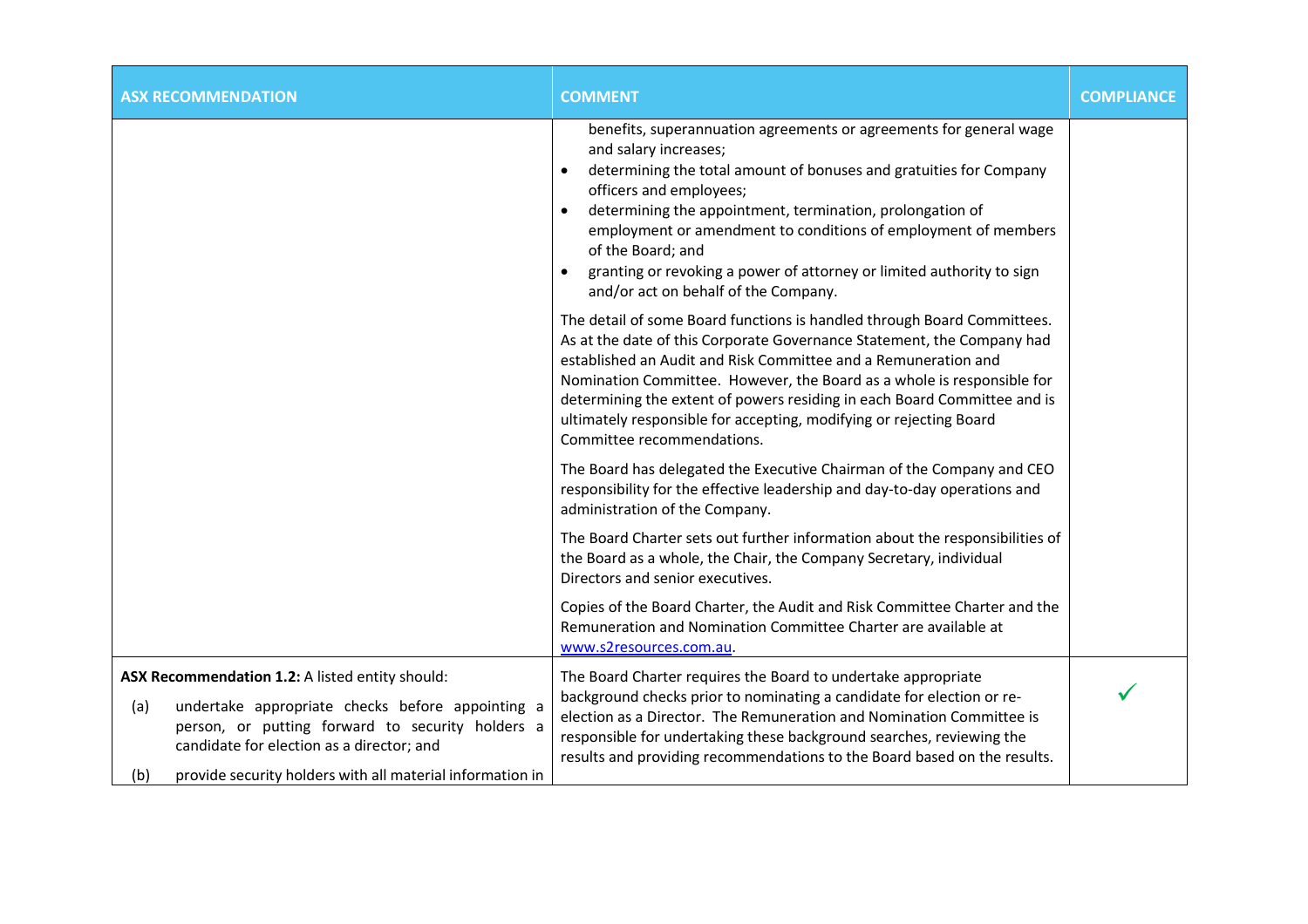| ASX RECOMMENDATION | COMMENT | COMPLIANCE |
|---|---|---|
| | benefits, superannuation agreements or agreements for general wage and salary increases;<br>• determining the total amount of bonuses and gratuities for Company officers and employees;<br>• determining the appointment, termination, prolongation of employment or amendment to conditions of employment of members of the Board; and<br>• granting or revoking a power of attorney or limited authority to sign and/or act on behalf of the Company.<br><br>The detail of some Board functions is handled through Board Committees. As at the date of this Corporate Governance Statement, the Company had established an Audit and Risk Committee and a Remuneration and Nomination Committee. However, the Board as a whole is responsible for determining the extent of powers residing in each Board Committee and is ultimately responsible for accepting, modifying or rejecting Board Committee recommendations.<br><br>The Board has delegated the Executive Chairman of the Company and CEO responsibility for the effective leadership and day-to-day operations and administration of the Company.<br><br>The Board Charter sets out further information about the responsibilities of the Board as a whole, the Chair, the Company Secretary, individual Directors and senior executives.<br><br>Copies of the Board Charter, the Audit and Risk Committee Charter and the Remuneration and Nomination Committee Charter are available at www.s2resources.com.au. | |
| **ASX Recommendation 1.2:** A listed entity should:<br>(a) undertake appropriate checks before appointing a person, or putting forward to security holders a candidate for election as a director; and<br>(b) provide security holders with all material information in | The Board Charter requires the Board to undertake appropriate background checks prior to nominating a candidate for election or re-election as a Director. The Remuneration and Nomination Committee is responsible for undertaking these background searches, reviewing the results and providing recommendations to the Board based on the results. | ✓ |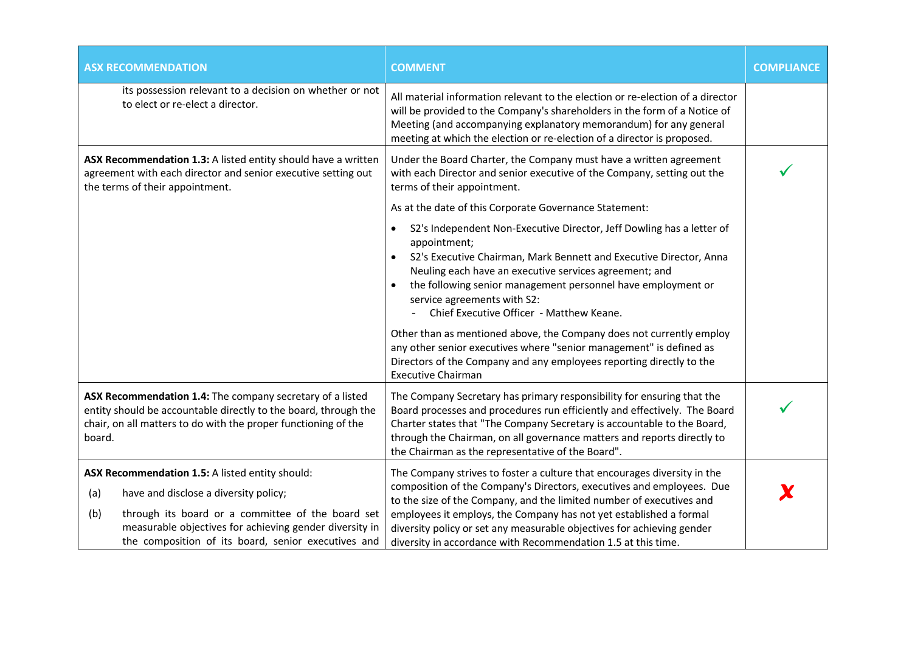| ASX RECOMMENDATION | COMMENT | COMPLIANCE |
|---|---|---|
| its possession relevant to a decision on whether or not to elect or re-elect a director. | All material information relevant to the election or re-election of a director will be provided to the Company's shareholders in the form of a Notice of Meeting (and accompanying explanatory memorandum) for any general meeting at which the election or re-election of a director is proposed. | |
| **ASX Recommendation 1.3:** A listed entity should have a written agreement with each director and senior executive setting out the terms of their appointment. | Under the Board Charter, the Company must have a written agreement with each Director and senior executive of the Company, setting out the terms of their appointment.<br><br>As at the date of this Corporate Governance Statement:<br><br>• S2's Independent Non-Executive Director, Jeff Dowling has a letter of appointment;<br>• S2's Executive Chairman, Mark Bennett and Executive Director, Anna Neuling each have an executive services agreement; and<br>• the following senior management personnel have employment or service agreements with S2:<br>  - Chief Executive Officer - Matthew Keane.<br><br>Other than as mentioned above, the Company does not currently employ any other senior executives where "senior management" is defined as Directors of the Company and any employees reporting directly to the Executive Chairman | ✓ |
| **ASX Recommendation 1.4:** The company secretary of a listed entity should be accountable directly to the board, through the chair, on all matters to do with the proper functioning of the board. | The Company Secretary has primary responsibility for ensuring that the Board processes and procedures run efficiently and effectively. The Board Charter states that "The Company Secretary is accountable to the Board, through the Chairman, on all governance matters and reports directly to the Chairman as the representative of the Board". | ✓ |
| **ASX Recommendation 1.5:** A listed entity should:<br>(a) have and disclose a diversity policy;<br>(b) through its board or a committee of the board set measurable objectives for achieving gender diversity in the composition of its board, senior executives and | The Company strives to foster a culture that encourages diversity in the composition of the Company's Directors, executives and employees. Due to the size of the Company, and the limited number of executives and employees it employs, the Company has not yet established a formal diversity policy or set any measurable objectives for achieving gender diversity in accordance with Recommendation 1.5 at this time. | ✗ |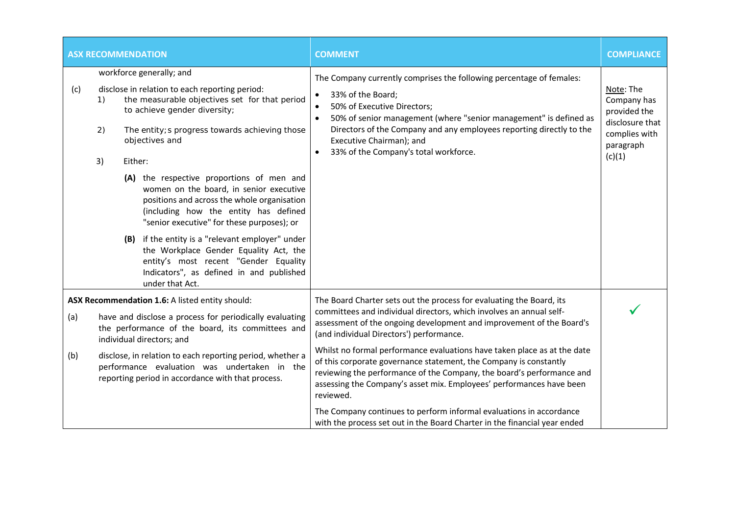| ASX RECOMMENDATION | COMMENT | COMPLIANCE |
|---|---|---|
| workforce generally; and<br>(c) disclose in relation to each reporting period:<br>1) the measurable objectives set for that period to achieve gender diversity;<br>2) The entity;s progress towards achieving those objectives and<br>3) Either:<br>**(A)** the respective proportions of men and women on the board, in senior executive positions and across the whole organisation (including how the entity has defined "senior executive" for these purposes); or<br>**(B)** if the entity is a "relevant employer" under the Workplace Gender Equality Act, the entity's most recent "Gender Equality Indicators", as defined in and published under that Act. | The Company currently comprises the following percentage of females:<br>• 33% of the Board;<br>• 50% of Executive Directors;<br>• 50% of senior management (where "senior management" is defined as Directors of the Company and any employees reporting directly to the Executive Chairman); and<br>• 33% of the Company's total workforce. | Note: The Company has provided the disclosure that complies with paragraph (c)(1) |
| **ASX Recommendation 1.6:** A listed entity should:<br>(a) have and disclose a process for periodically evaluating the performance of the board, its committees and individual directors; and<br>(b) disclose, in relation to each reporting period, whether a performance evaluation was undertaken in the reporting period in accordance with that process. | The Board Charter sets out the process for evaluating the Board, its committees and individual directors, which involves an annual self-assessment of the ongoing development and improvement of the Board's (and individual Directors') performance.<br>Whilst no formal performance evaluations have taken place as at the date of this corporate governance statement, the Company is constantly reviewing the performance of the Company, the board's performance and assessing the Company's asset mix. Employees' performances have been reviewed.<br>The Company continues to perform informal evaluations in accordance with the process set out in the Board Charter in the financial year ended | ✓ |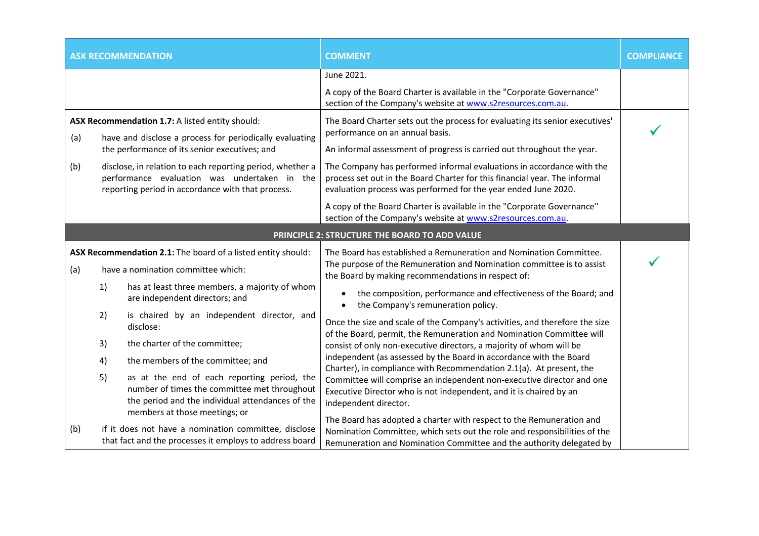| ASX RECOMMENDATION | COMMENT | COMPLIANCE |
|---|---|---|
| | June 2021.<br><br>A copy of the Board Charter is available in the "Corporate Governance" section of the Company's website at www.s2resources.com.au. | |
| **ASX Recommendation 1.7:** A listed entity should:<br>(a) have and disclose a process for periodically evaluating the performance of its senior executives; and<br>(b) disclose, in relation to each reporting period, whether a performance evaluation was undertaken in the reporting period in accordance with that process. | The Board Charter sets out the process for evaluating its senior executives' performance on an annual basis.<br><br>An informal assessment of progress is carried out throughout the year.<br><br>The Company has performed informal evaluations in accordance with the process set out in the Board Charter for this financial year. The informal evaluation process was performed for the year ended June 2020.<br><br>A copy of the Board Charter is available in the "Corporate Governance" section of the Company's website at www.s2resources.com.au. | ✓ |
| **PRINCIPLE 2: STRUCTURE THE BOARD TO ADD VALUE** | | |
| **ASX Recommendation 2.1:** The board of a listed entity should:<br>(a) have a nomination committee which:<br>1) has at least three members, a majority of whom are independent directors; and<br>2) is chaired by an independent director, and disclose:<br>3) the charter of the committee;<br>4) the members of the committee; and<br>5) as at the end of each reporting period, the number of times the committee met throughout the period and the individual attendances of the members at those meetings; or<br>(b) if it does not have a nomination committee, disclose that fact and the processes it employs to address board | The Board has established a Remuneration and Nomination Committee. The purpose of the Remuneration and Nomination committee is to assist the Board by making recommendations in respect of:<br>• the composition, performance and effectiveness of the Board; and<br>• the Company's remuneration policy.<br><br>Once the size and scale of the Company's activities, and therefore the size of the Board, permit, the Remuneration and Nomination Committee will consist of only non-executive directors, a majority of whom will be independent (as assessed by the Board in accordance with the Board Charter), in compliance with Recommendation 2.1(a). At present, the Committee will comprise an independent non-executive director and one Executive Director who is not independent, and it is chaired by an independent director.<br><br>The Board has adopted a charter with respect to the Remuneration and Nomination Committee, which sets out the role and responsibilities of the Remuneration and Nomination Committee and the authority delegated by | ✓ |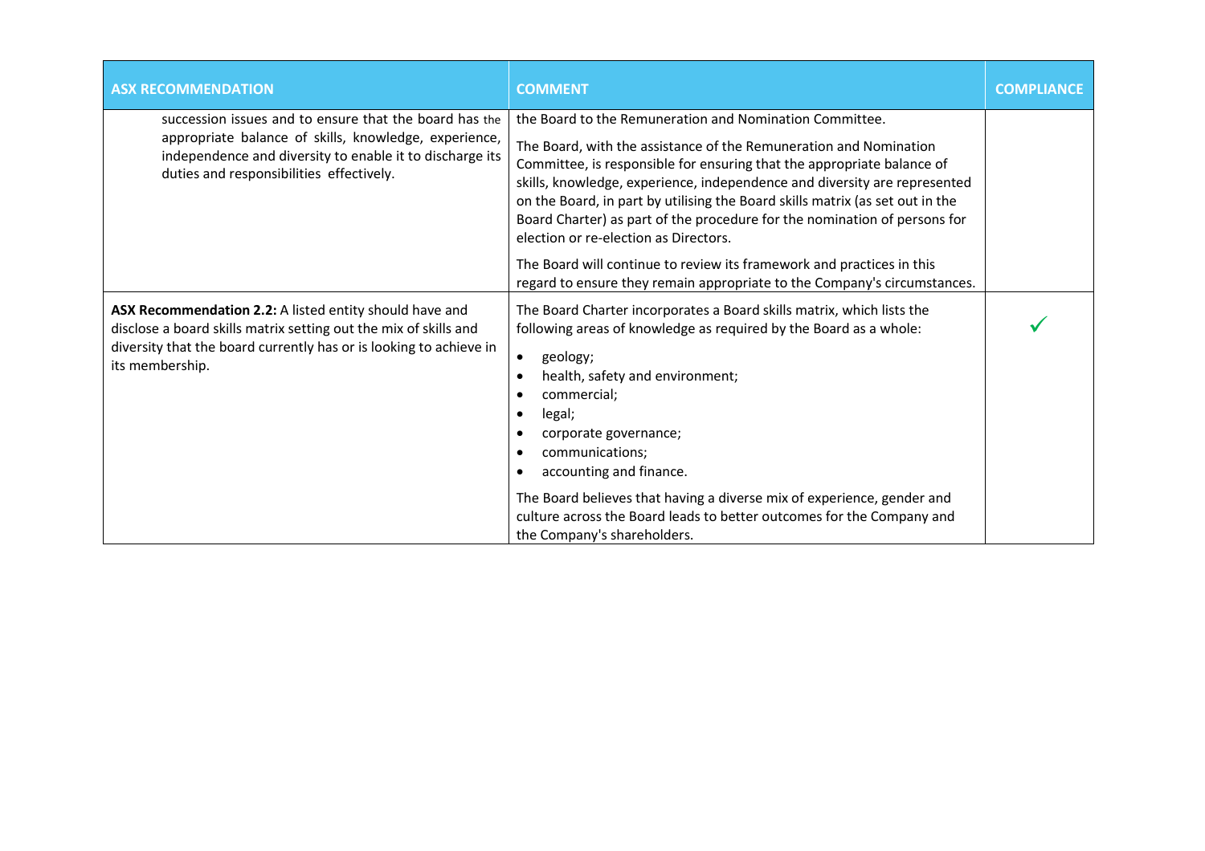| ASX RECOMMENDATION | COMMENT | COMPLIANCE |
| --- | --- | --- |
| succession issues and to ensure that the board has the appropriate balance of skills, knowledge, experience, independence and diversity to enable it to discharge its duties and responsibilities effectively. | the Board to the Remuneration and Nomination Committee.<br><br>The Board, with the assistance of the Remuneration and Nomination Committee, is responsible for ensuring that the appropriate balance of skills, knowledge, experience, independence and diversity are represented on the Board, in part by utilising the Board skills matrix (as set out in the Board Charter) as part of the procedure for the nomination of persons for election or re-election as Directors.<br><br>The Board will continue to review its framework and practices in this regard to ensure they remain appropriate to the Company's circumstances. | |
| **ASX Recommendation 2.2:** A listed entity should have and disclose a board skills matrix setting out the mix of skills and diversity that the board currently has or is looking to achieve in its membership. | The Board Charter incorporates a Board skills matrix, which lists the following areas of knowledge as required by the Board as a whole:<br><br>• geology;<br>• health, safety and environment;<br>• commercial;<br>• legal;<br>• corporate governance;<br>• communications;<br>• accounting and finance.<br><br>The Board believes that having a diverse mix of experience, gender and culture across the Board leads to better outcomes for the Company and the Company's shareholders. | ✓ |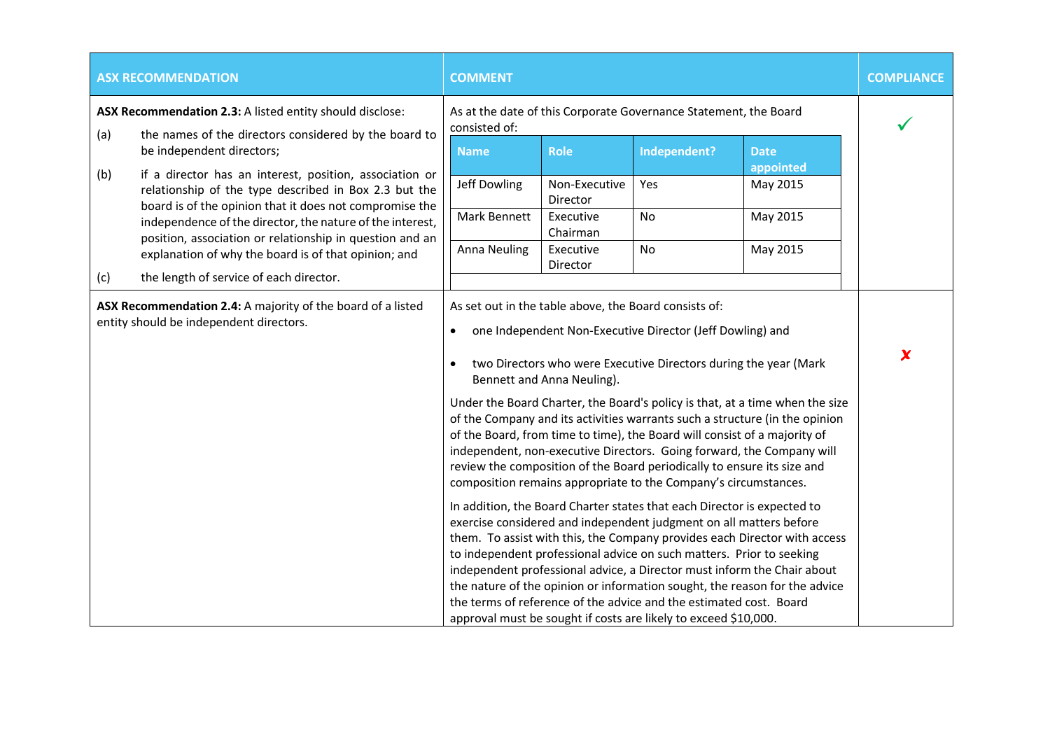| ASX RECOMMENDATION | COMMENT | COMPLIANCE |
|---|---|---|
| **ASX Recommendation 2.3:** A listed entity should disclose:<br>(a) the names of the directors considered by the board to be independent directors;<br>(b) if a director has an interest, position, association or relationship of the type described in Box 2.3 but the board is of the opinion that it does not compromise the independence of the director, the nature of the interest, position, association or relationship in question and an explanation of why the board is of that opinion; and<br>(c) the length of service of each director. | As at the date of this Corporate Governance Statement, the Board consisted of:<br><br>**Name** / **Role** / **Independent?** / **Date appointed**<br>Jeff Dowling / Non-Executive Director / Yes / May 2015<br>Mark Bennett / Executive Chairman / No / May 2015<br>Anna Neuling / Executive Director / No / May 2015 | ✓ |
| **ASX Recommendation 2.4:** A majority of the board of a listed entity should be independent directors. | As set out in the table above, the Board consists of:<br>• one Independent Non-Executive Director (Jeff Dowling) and<br>• two Directors who were Executive Directors during the year (Mark Bennett and Anna Neuling).<br><br>Under the Board Charter, the Board's policy is that, at a time when the size of the Company and its activities warrants such a structure (in the opinion of the Board, from time to time), the Board will consist of a majority of independent, non-executive Directors. Going forward, the Company will review the composition of the Board periodically to ensure its size and composition remains appropriate to the Company's circumstances.<br><br>In addition, the Board Charter states that each Director is expected to exercise considered and independent judgment on all matters before them. To assist with this, the Company provides each Director with access to independent professional advice on such matters. Prior to seeking independent professional advice, a Director must inform the Chair about the nature of the opinion or information sought, the reason for the advice the terms of reference of the advice and the estimated cost. Board approval must be sought if costs are likely to exceed $10,000. | ✗ |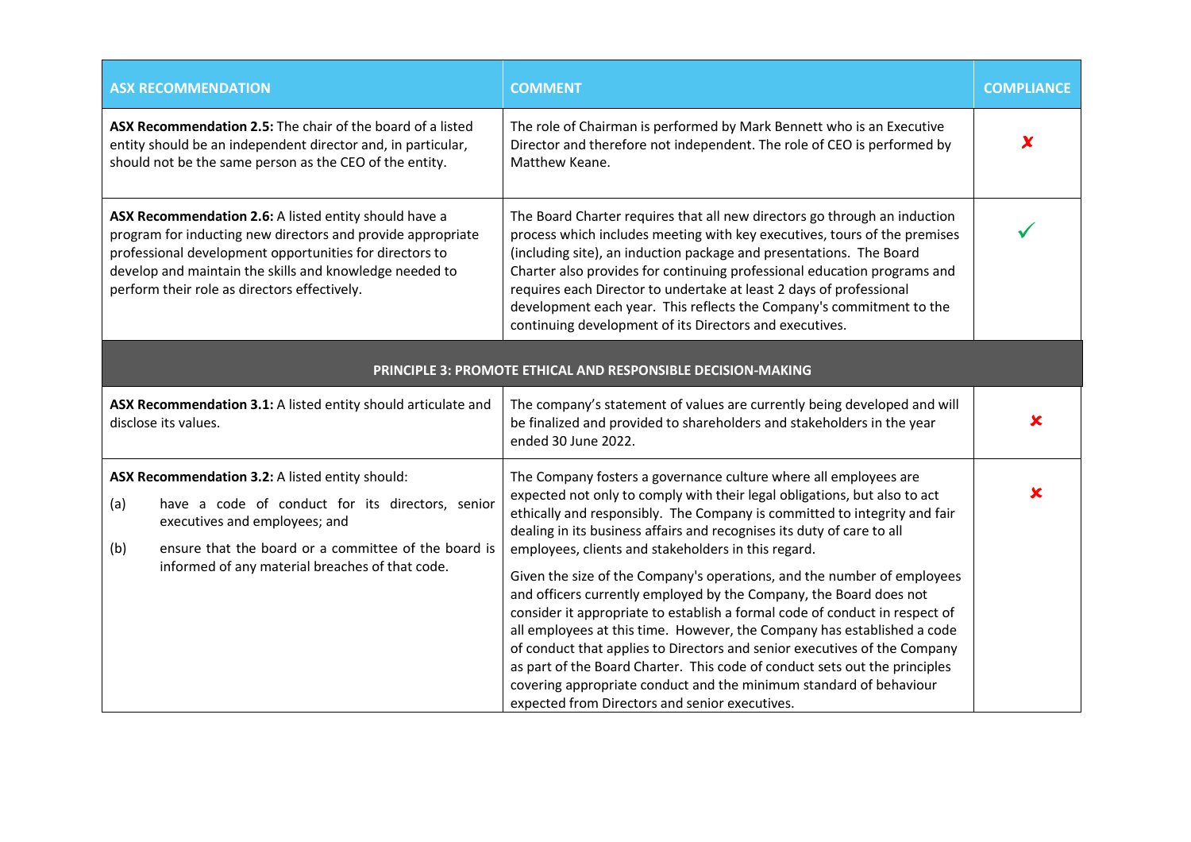| ASX RECOMMENDATION | COMMENT | COMPLIANCE |
|---|---|---|
| **ASX Recommendation 2.5:** The chair of the board of a listed entity should be an independent director and, in particular, should not be the same person as the CEO of the entity. | The role of Chairman is performed by Mark Bennett who is an Executive Director and therefore not independent. The role of CEO is performed by Matthew Keane. | ✘ |
| **ASX Recommendation 2.6:** A listed entity should have a program for inducting new directors and provide appropriate professional development opportunities for directors to develop and maintain the skills and knowledge needed to perform their role as directors effectively. | The Board Charter requires that all new directors go through an induction process which includes meeting with key executives, tours of the premises (including site), an induction package and presentations. The Board Charter also provides for continuing professional education programs and requires each Director to undertake at least 2 days of professional development each year. This reflects the Company's commitment to the continuing development of its Directors and executives. | ✓ |
| **PRINCIPLE 3: PROMOTE ETHICAL AND RESPONSIBLE DECISION-MAKING** | | |
| **ASX Recommendation 3.1:** A listed entity should articulate and disclose its values. | The company's statement of values are currently being developed and will be finalized and provided to shareholders and stakeholders in the year ended 30 June 2022. | ✘ |
| **ASX Recommendation 3.2:** A listed entity should:<br>(a) have a code of conduct for its directors, senior executives and employees; and<br>(b) ensure that the board or a committee of the board is informed of any material breaches of that code. | The Company fosters a governance culture where all employees are expected not only to comply with their legal obligations, but also to act ethically and responsibly. The Company is committed to integrity and fair dealing in its business affairs and recognises its duty of care to all employees, clients and stakeholders in this regard.<br><br>Given the size of the Company's operations, and the number of employees and officers currently employed by the Company, the Board does not consider it appropriate to establish a formal code of conduct in respect of all employees at this time. However, the Company has established a code of conduct that applies to Directors and senior executives of the Company as part of the Board Charter. This code of conduct sets out the principles covering appropriate conduct and the minimum standard of behaviour expected from Directors and senior executives. | ✘ |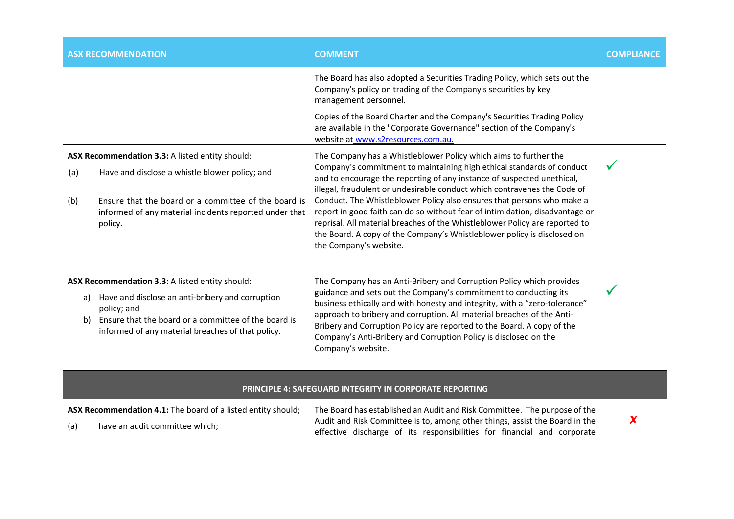| ASX RECOMMENDATION | COMMENT | COMPLIANCE |
|---|---|---|
| | The Board has also adopted a Securities Trading Policy, which sets out the Company's policy on trading of the Company's securities by key management personnel.<br><br>Copies of the Board Charter and the Company's Securities Trading Policy are available in the "Corporate Governance" section of the Company's website at www.s2resources.com.au. | |
| **ASX Recommendation 3.3:** A listed entity should:<br>(a) Have and disclose a whistle blower policy; and<br>(b) Ensure that the board or a committee of the board is informed of any material incidents reported under that policy. | The Company has a Whistleblower Policy which aims to further the Company's commitment to maintaining high ethical standards of conduct and to encourage the reporting of any instance of suspected unethical, illegal, fraudulent or undesirable conduct which contravenes the Code of Conduct. The Whistleblower Policy also ensures that persons who make a report in good faith can do so without fear of intimidation, disadvantage or reprisal. All material breaches of the Whistleblower Policy are reported to the Board. A copy of the Company's Whistleblower policy is disclosed on the Company's website. | ✓ |
| **ASX Recommendation 3.3:** A listed entity should:<br>a) Have and disclose an anti-bribery and corruption policy; and<br>b) Ensure that the board or a committee of the board is informed of any material breaches of that policy. | The Company has an Anti-Bribery and Corruption Policy which provides guidance and sets out the Company's commitment to conducting its business ethically and with honesty and integrity, with a "zero-tolerance" approach to bribery and corruption. All material breaches of the Anti-Bribery and Corruption Policy are reported to the Board. A copy of the Company's Anti-Bribery and Corruption Policy is disclosed on the Company's website. | ✓ |
| **PRINCIPLE 4: SAFEGUARD INTEGRITY IN CORPORATE REPORTING** | | |
| **ASX Recommendation 4.1:** The board of a listed entity should;<br>(a) have an audit committee which; | The Board has established an Audit and Risk Committee. The purpose of the Audit and Risk Committee is to, among other things, assist the Board in the effective discharge of its responsibilities for financial and corporate | ✗ |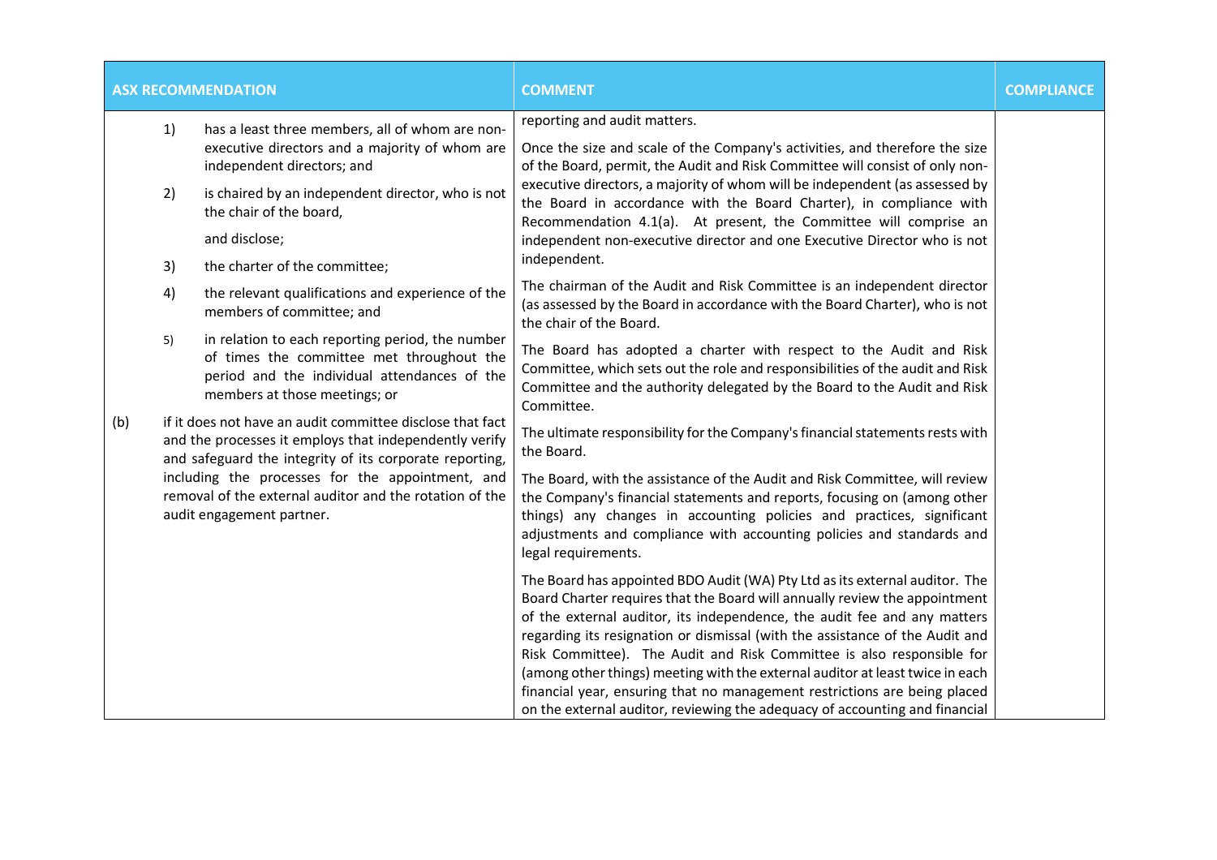| ASX RECOMMENDATION | COMMENT | COMPLIANCE |
| --- | --- | --- |
| 1) has a least three members, all of whom are non-executive directors and a majority of whom are independent directors; and<br><br>2) is chaired by an independent director, who is not the chair of the board,<br><br>and disclose;<br><br>3) the charter of the committee;<br><br>4) the relevant qualifications and experience of the members of committee; and<br><br>5) in relation to each reporting period, the number of times the committee met throughout the period and the individual attendances of the members at those meetings; or<br><br>(b) if it does not have an audit committee disclose that fact and the processes it employs that independently verify and safeguard the integrity of its corporate reporting, including the processes for the appointment, and removal of the external auditor and the rotation of the audit engagement partner. | reporting and audit matters.<br><br>Once the size and scale of the Company's activities, and therefore the size of the Board, permit, the Audit and Risk Committee will consist of only non-executive directors, a majority of whom will be independent (as assessed by the Board in accordance with the Board Charter), in compliance with Recommendation 4.1(a). At present, the Committee will comprise an independent non-executive director and one Executive Director who is not independent.<br><br>The chairman of the Audit and Risk Committee is an independent director (as assessed by the Board in accordance with the Board Charter), who is not the chair of the Board.<br><br>The Board has adopted a charter with respect to the Audit and Risk Committee, which sets out the role and responsibilities of the audit and Risk Committee and the authority delegated by the Board to the Audit and Risk Committee.<br><br>The ultimate responsibility for the Company's financial statements rests with the Board.<br><br>The Board, with the assistance of the Audit and Risk Committee, will review the Company's financial statements and reports, focusing on (among other things) any changes in accounting policies and practices, significant adjustments and compliance with accounting policies and standards and legal requirements.<br><br>The Board has appointed BDO Audit (WA) Pty Ltd as its external auditor. The Board Charter requires that the Board will annually review the appointment of the external auditor, its independence, the audit fee and any matters regarding its resignation or dismissal (with the assistance of the Audit and Risk Committee). The Audit and Risk Committee is also responsible for (among other things) meeting with the external auditor at least twice in each financial year, ensuring that no management restrictions are being placed on the external auditor, reviewing the adequacy of accounting and financial | |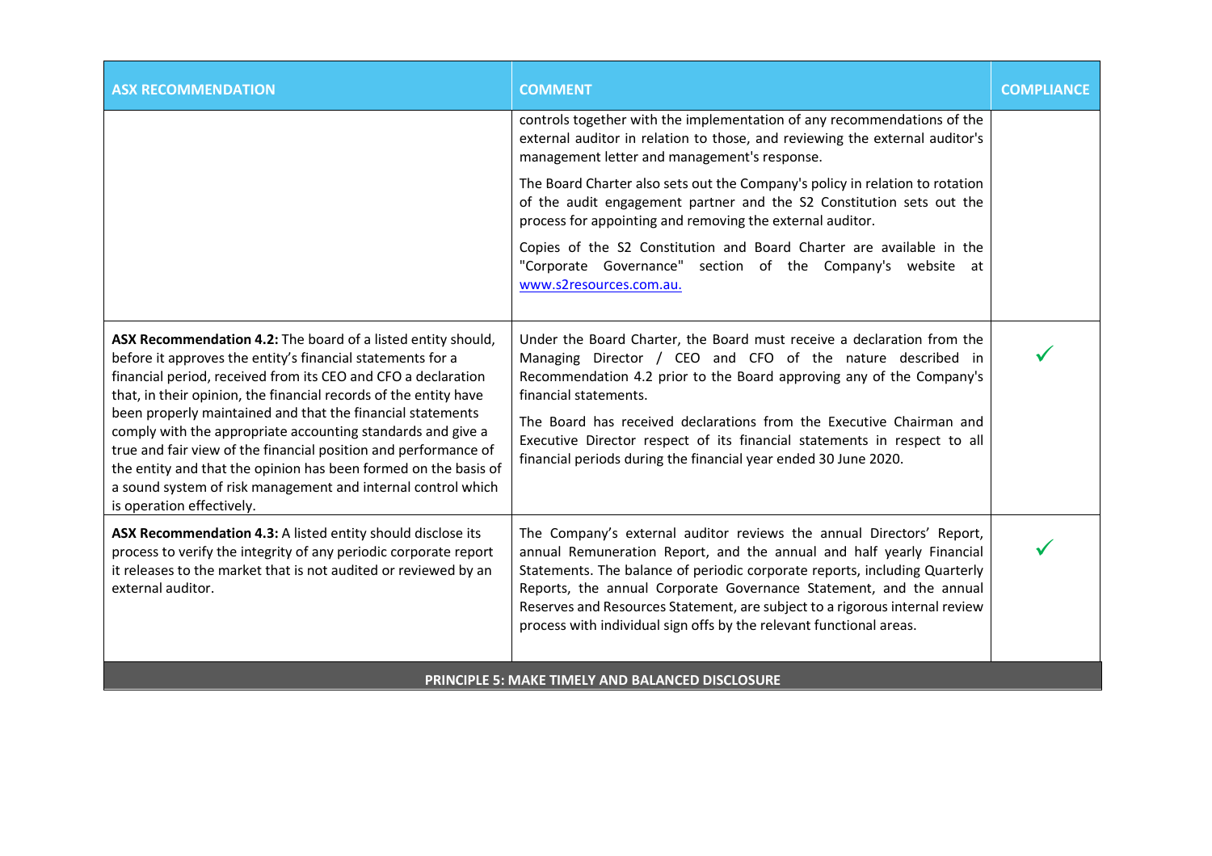| ASX RECOMMENDATION | COMMENT | COMPLIANCE |
|---|---|---|
| | controls together with the implementation of any recommendations of the external auditor in relation to those, and reviewing the external auditor's management letter and management's response.<br><br>The Board Charter also sets out the Company's policy in relation to rotation of the audit engagement partner and the S2 Constitution sets out the process for appointing and removing the external auditor.<br><br>Copies of the S2 Constitution and Board Charter are available in the "Corporate Governance" section of the Company's website at www.s2resources.com.au. | |
| **ASX Recommendation 4.2:** The board of a listed entity should, before it approves the entity's financial statements for a financial period, received from its CEO and CFO a declaration that, in their opinion, the financial records of the entity have been properly maintained and that the financial statements comply with the appropriate accounting standards and give a true and fair view of the financial position and performance of the entity and that the opinion has been formed on the basis of a sound system of risk management and internal control which is operation effectively. | Under the Board Charter, the Board must receive a declaration from the Managing Director / CEO and CFO of the nature described in Recommendation 4.2 prior to the Board approving any of the Company's financial statements.<br><br>The Board has received declarations from the Executive Chairman and Executive Director respect of its financial statements in respect to all financial periods during the financial year ended 30 June 2020. | ✓ |
| **ASX Recommendation 4.3:** A listed entity should disclose its process to verify the integrity of any periodic corporate report it releases to the market that is not audited or reviewed by an external auditor. | The Company's external auditor reviews the annual Directors' Report, annual Remuneration Report, and the annual and half yearly Financial Statements. The balance of periodic corporate reports, including Quarterly Reports, the annual Corporate Governance Statement, and the annual Reserves and Resources Statement, are subject to a rigorous internal review process with individual sign offs by the relevant functional areas. | ✓ |
| **PRINCIPLE 5: MAKE TIMELY AND BALANCED DISCLOSURE** | | |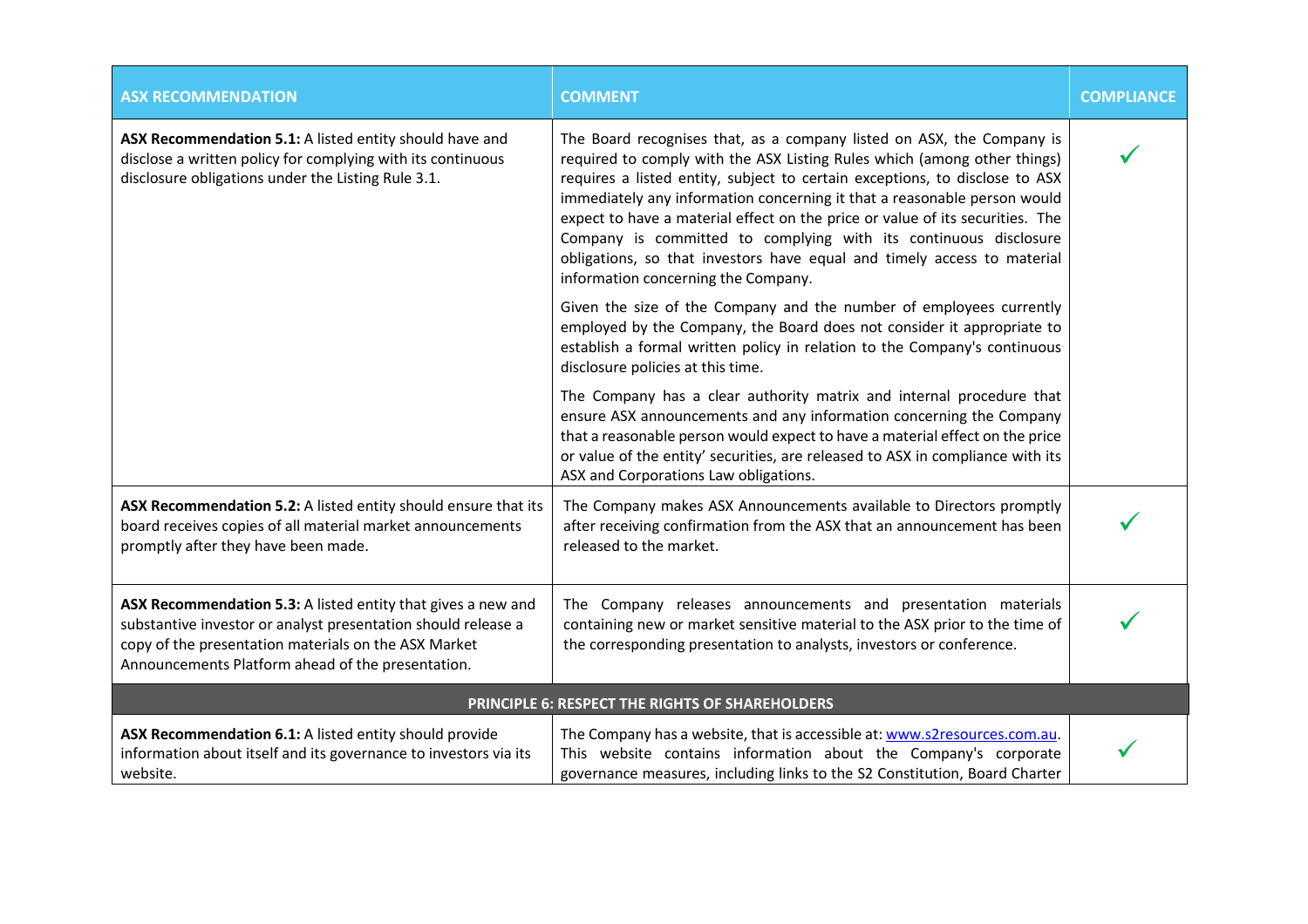| ASX RECOMMENDATION | COMMENT | COMPLIANCE |
|---|---|---|
| **ASX Recommendation 5.1:** A listed entity should have and disclose a written policy for complying with its continuous disclosure obligations under the Listing Rule 3.1. | The Board recognises that, as a company listed on ASX, the Company is required to comply with the ASX Listing Rules which (among other things) requires a listed entity, subject to certain exceptions, to disclose to ASX immediately any information concerning it that a reasonable person would expect to have a material effect on the price or value of its securities. The Company is committed to complying with its continuous disclosure obligations, so that investors have equal and timely access to material information concerning the Company.<br><br>Given the size of the Company and the number of employees currently employed by the Company, the Board does not consider it appropriate to establish a formal written policy in relation to the Company's continuous disclosure policies at this time.<br><br>The Company has a clear authority matrix and internal procedure that ensure ASX announcements and any information concerning the Company that a reasonable person would expect to have a material effect on the price or value of the entity' securities, are released to ASX in compliance with its ASX and Corporations Law obligations. | ✓ |
| **ASX Recommendation 5.2:** A listed entity should ensure that its board receives copies of all material market announcements promptly after they have been made. | The Company makes ASX Announcements available to Directors promptly after receiving confirmation from the ASX that an announcement has been released to the market. | ✓ |
| **ASX Recommendation 5.3:** A listed entity that gives a new and substantive investor or analyst presentation should release a copy of the presentation materials on the ASX Market Announcements Platform ahead of the presentation. | The Company releases announcements and presentation materials containing new or market sensitive material to the ASX prior to the time of the corresponding presentation to analysts, investors or conference. | ✓ |
| **PRINCIPLE 6: RESPECT THE RIGHTS OF SHAREHOLDERS** | | |
| **ASX Recommendation 6.1:** A listed entity should provide information about itself and its governance to investors via its website. | The Company has a website, that is accessible at: www.s2resources.com.au. This website contains information about the Company's corporate governance measures, including links to the S2 Constitution, Board Charter | ✓ |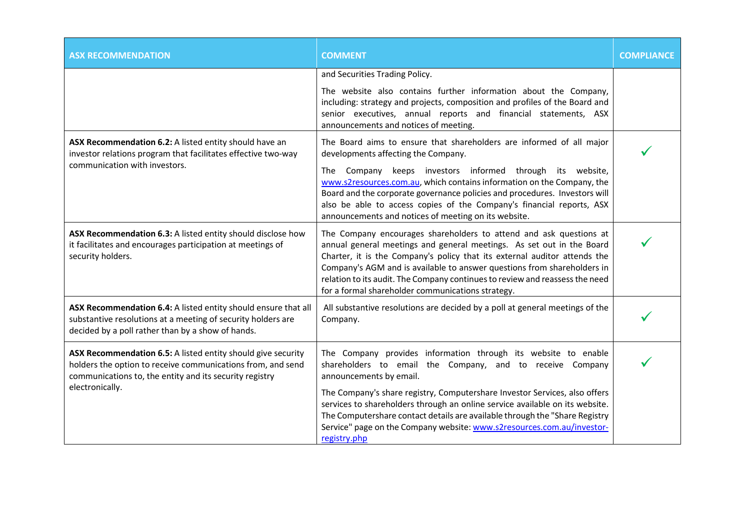| ASX RECOMMENDATION | COMMENT | COMPLIANCE |
|---|---|---|
| | and Securities Trading Policy.<br><br>The website also contains further information about the Company, including: strategy and projects, composition and profiles of the Board and senior executives, annual reports and financial statements, ASX announcements and notices of meeting. | |
| **ASX Recommendation 6.2:** A listed entity should have an investor relations program that facilitates effective two-way communication with investors. | The Board aims to ensure that shareholders are informed of all major developments affecting the Company.<br><br>The Company keeps investors informed through its website, www.s2resources.com.au, which contains information on the Company, the Board and the corporate governance policies and procedures. Investors will also be able to access copies of the Company's financial reports, ASX announcements and notices of meeting on its website. | ✓ |
| **ASX Recommendation 6.3:** A listed entity should disclose how it facilitates and encourages participation at meetings of security holders. | The Company encourages shareholders to attend and ask questions at annual general meetings and general meetings. As set out in the Board Charter, it is the Company's policy that its external auditor attends the Company's AGM and is available to answer questions from shareholders in relation to its audit. The Company continues to review and reassess the need for a formal shareholder communications strategy. | ✓ |
| **ASX Recommendation 6.4:** A listed entity should ensure that all substantive resolutions at a meeting of security holders are decided by a poll rather than by a show of hands. | All substantive resolutions are decided by a poll at general meetings of the Company. | ✓ |
| **ASX Recommendation 6.5:** A listed entity should give security holders the option to receive communications from, and send communications to, the entity and its security registry electronically. | The Company provides information through its website to enable shareholders to email the Company, and to receive Company announcements by email.<br><br>The Company's share registry, Computershare Investor Services, also offers services to shareholders through an online service available on its website. The Computershare contact details are available through the "Share Registry Service" page on the Company website: www.s2resources.com.au/investor-registry.php | ✓ |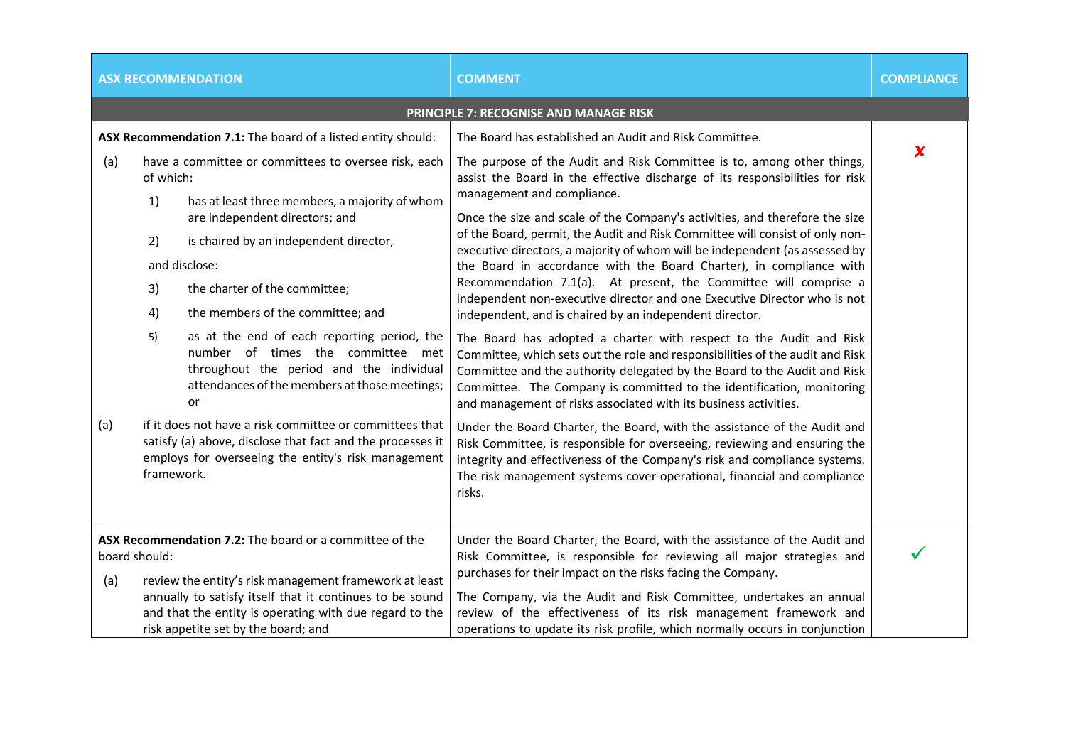| ASX RECOMMENDATION | COMMENT | COMPLIANCE |
|---|---|---|
| **PRINCIPLE 7: RECOGNISE AND MANAGE RISK** | | |
| **ASX Recommendation 7.1:** The board of a listed entity should:<br>(a) have a committee or committees to oversee risk, each of which:<br>1) has at least three members, a majority of whom are independent directors; and<br>2) is chaired by an independent director,<br>and disclose:<br>3) the charter of the committee;<br>4) the members of the committee; and<br>5) as at the end of each reporting period, the number of times the committee met throughout the period and the individual attendances of the members at those meetings; or<br>(a) if it does not have a risk committee or committees that satisfy (a) above, disclose that fact and the processes it employs for overseeing the entity's risk management framework. | The Board has established an Audit and Risk Committee.<br>The purpose of the Audit and Risk Committee is to, among other things, assist the Board in the effective discharge of its responsibilities for risk management and compliance.<br>Once the size and scale of the Company's activities, and therefore the size of the Board, permit, the Audit and Risk Committee will consist of only non-executive directors, a majority of whom will be independent (as assessed by the Board in accordance with the Board Charter), in compliance with Recommendation 7.1(a). At present, the Committee will comprise a independent non-executive director and one Executive Director who is not independent, and is chaired by an independent director.<br>The Board has adopted a charter with respect to the Audit and Risk Committee, which sets out the role and responsibilities of the audit and Risk Committee and the authority delegated by the Board to the Audit and Risk Committee. The Company is committed to the identification, monitoring and management of risks associated with its business activities.<br>Under the Board Charter, the Board, with the assistance of the Audit and Risk Committee, is responsible for overseeing, reviewing and ensuring the integrity and effectiveness of the Company's risk and compliance systems. The risk management systems cover operational, financial and compliance risks. | ✗ |
| **ASX Recommendation 7.2:** The board or a committee of the board should:<br>(a) review the entity's risk management framework at least annually to satisfy itself that it continues to be sound and that the entity is operating with due regard to the risk appetite set by the board; and | Under the Board Charter, the Board, with the assistance of the Audit and Risk Committee, is responsible for reviewing all major strategies and purchases for their impact on the risks facing the Company.<br>The Company, via the Audit and Risk Committee, undertakes an annual review of the effectiveness of its risk management framework and operations to update its risk profile, which normally occurs in conjunction | ✓ |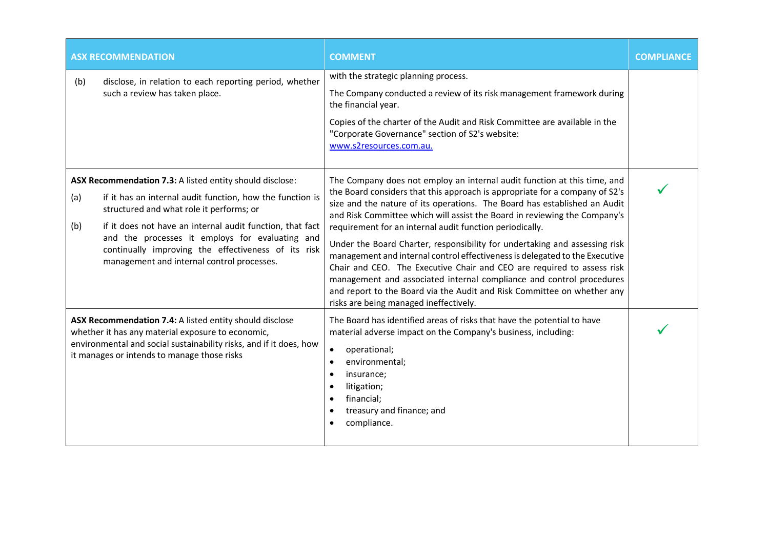| ASX RECOMMENDATION | COMMENT | COMPLIANCE |
|---|---|---|
| (b) disclose, in relation to each reporting period, whether such a review has taken place. | with the strategic planning process.<br><br>The Company conducted a review of its risk management framework during the financial year.<br><br>Copies of the charter of the Audit and Risk Committee are available in the "Corporate Governance" section of S2's website: www.s2resources.com.au. | |
| **ASX Recommendation 7.3:** A listed entity should disclose:<br><br>(a) if it has an internal audit function, how the function is structured and what role it performs; or<br><br>(b) if it does not have an internal audit function, that fact and the processes it employs for evaluating and continually improving the effectiveness of its risk management and internal control processes. | The Company does not employ an internal audit function at this time, and the Board considers that this approach is appropriate for a company of S2's size and the nature of its operations. The Board has established an Audit and Risk Committee which will assist the Board in reviewing the Company's requirement for an internal audit function periodically.<br><br>Under the Board Charter, responsibility for undertaking and assessing risk management and internal control effectiveness is delegated to the Executive Chair and CEO. The Executive Chair and CEO are required to assess risk management and associated internal compliance and control procedures and report to the Board via the Audit and Risk Committee on whether any risks are being managed ineffectively. | ✓ |
| **ASX Recommendation 7.4:** A listed entity should disclose whether it has any material exposure to economic, environmental and social sustainability risks, and if it does, how it manages or intends to manage those risks | The Board has identified areas of risks that have the potential to have material adverse impact on the Company's business, including:<br><br>• operational;<br>• environmental;<br>• insurance;<br>• litigation;<br>• financial;<br>• treasury and finance; and<br>• compliance. | ✓ |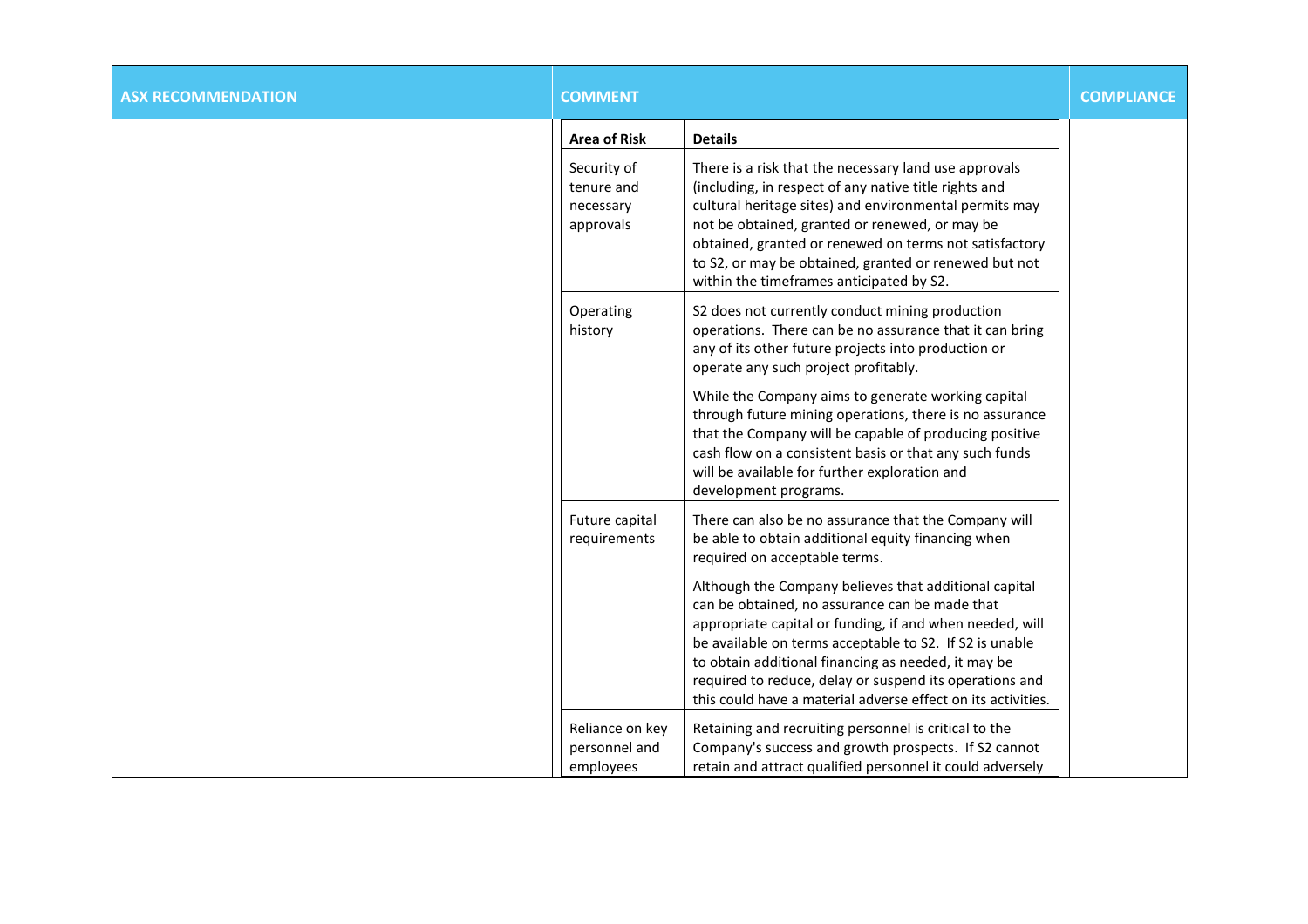| ASX RECOMMENDATION | COMMENT | | COMPLIANCE |
|---|---|---|---|
| | **Area of Risk** | **Details** | |
| | Security of tenure and necessary approvals | There is a risk that the necessary land use approvals (including, in respect of any native title rights and cultural heritage sites) and environmental permits may not be obtained, granted or renewed, or may be obtained, granted or renewed on terms not satisfactory to S2, or may be obtained, granted or renewed but not within the timeframes anticipated by S2. | |
| | Operating history | S2 does not currently conduct mining production operations. There can be no assurance that it can bring any of its other future projects into production or operate any such project profitably.<br><br>While the Company aims to generate working capital through future mining operations, there is no assurance that the Company will be capable of producing positive cash flow on a consistent basis or that any such funds will be available for further exploration and development programs. | |
| | Future capital requirements | There can also be no assurance that the Company will be able to obtain additional equity financing when required on acceptable terms.<br><br>Although the Company believes that additional capital can be obtained, no assurance can be made that appropriate capital or funding, if and when needed, will be available on terms acceptable to S2. If S2 is unable to obtain additional financing as needed, it may be required to reduce, delay or suspend its operations and this could have a material adverse effect on its activities. | |
| | Reliance on key personnel and employees | Retaining and recruiting personnel is critical to the Company's success and growth prospects. If S2 cannot retain and attract qualified personnel it could adversely | |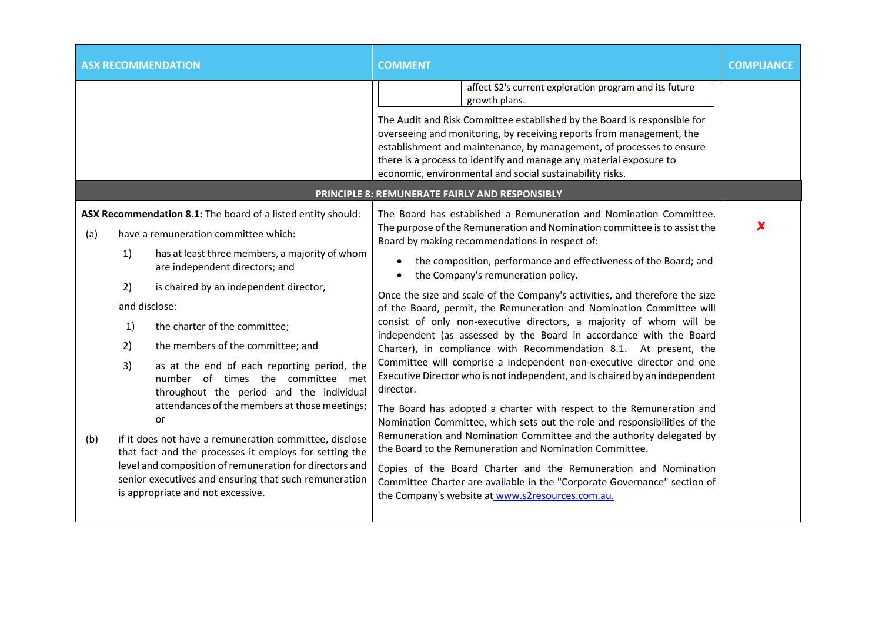| ASX RECOMMENDATION | COMMENT | COMPLIANCE |
|---|---|---|
| | affect S2's current exploration program and its future growth plans.<br><br>The Audit and Risk Committee established by the Board is responsible for overseeing and monitoring, by receiving reports from management, the establishment and maintenance, by management, of processes to ensure there is a process to identify and manage any material exposure to economic, environmental and social sustainability risks. | |
| **PRINCIPLE 8: REMUNERATE FAIRLY AND RESPONSIBLY** | | |
| **ASX Recommendation 8.1:** The board of a listed entity should:<br>(a) have a remuneration committee which:<br>1) has at least three members, a majority of whom are independent directors; and<br>2) is chaired by an independent director,<br>and disclose:<br>1) the charter of the committee;<br>2) the members of the committee; and<br>3) as at the end of each reporting period, the number of times the committee met throughout the period and the individual attendances of the members at those meetings; or<br>(b) if it does not have a remuneration committee, disclose that fact and the processes it employs for setting the level and composition of remuneration for directors and senior executives and ensuring that such remuneration is appropriate and not excessive. | The Board has established a Remuneration and Nomination Committee. The purpose of the Remuneration and Nomination committee is to assist the Board by making recommendations in respect of:<br>• the composition, performance and effectiveness of the Board; and<br>• the Company's remuneration policy.<br><br>Once the size and scale of the Company's activities, and therefore the size of the Board, permit, the Remuneration and Nomination Committee will consist of only non-executive directors, a majority of whom will be independent (as assessed by the Board in accordance with the Board Charter), in compliance with Recommendation 8.1. At present, the Committee will comprise a independent non-executive director and one Executive Director who is not independent, and is chaired by an independent director.<br><br>The Board has adopted a charter with respect to the Remuneration and Nomination Committee, which sets out the role and responsibilities of the Remuneration and Nomination Committee and the authority delegated by the Board to the Remuneration and Nomination Committee.<br><br>Copies of the Board Charter and the Remuneration and Nomination Committee Charter are available in the "Corporate Governance" section of the Company's website at www.s2resources.com.au. | ✗ |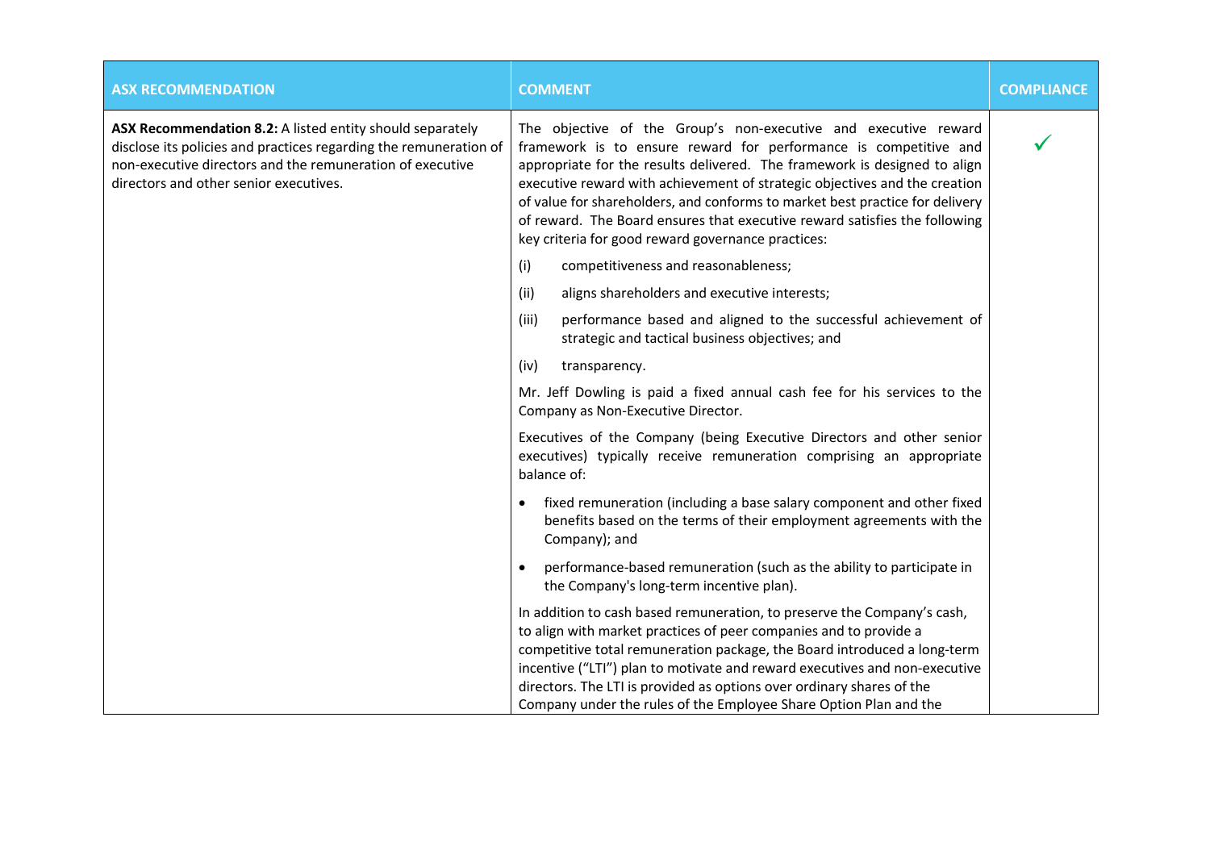| ASX RECOMMENDATION | COMMENT | COMPLIANCE |
|---|---|---|
| **ASX Recommendation 8.2:** A listed entity should separately disclose its policies and practices regarding the remuneration of non-executive directors and the remuneration of executive directors and other senior executives. | The objective of the Group's non-executive and executive reward framework is to ensure reward for performance is competitive and appropriate for the results delivered. The framework is designed to align executive reward with achievement of strategic objectives and the creation of value for shareholders, and conforms to market best practice for delivery of reward. The Board ensures that executive reward satisfies the following key criteria for good reward governance practices:<br><br>(i) competitiveness and reasonableness;<br><br>(ii) aligns shareholders and executive interests;<br><br>(iii) performance based and aligned to the successful achievement of strategic and tactical business objectives; and<br><br>(iv) transparency.<br><br>Mr. Jeff Dowling is paid a fixed annual cash fee for his services to the Company as Non-Executive Director.<br><br>Executives of the Company (being Executive Directors and other senior executives) typically receive remuneration comprising an appropriate balance of:<br><br>• fixed remuneration (including a base salary component and other fixed benefits based on the terms of their employment agreements with the Company); and<br><br>• performance-based remuneration (such as the ability to participate in the Company's long-term incentive plan).<br><br>In addition to cash based remuneration, to preserve the Company's cash, to align with market practices of peer companies and to provide a competitive total remuneration package, the Board introduced a long-term incentive ("LTI") plan to motivate and reward executives and non-executive directors. The LTI is provided as options over ordinary shares of the Company under the rules of the Employee Share Option Plan and the | ✓ |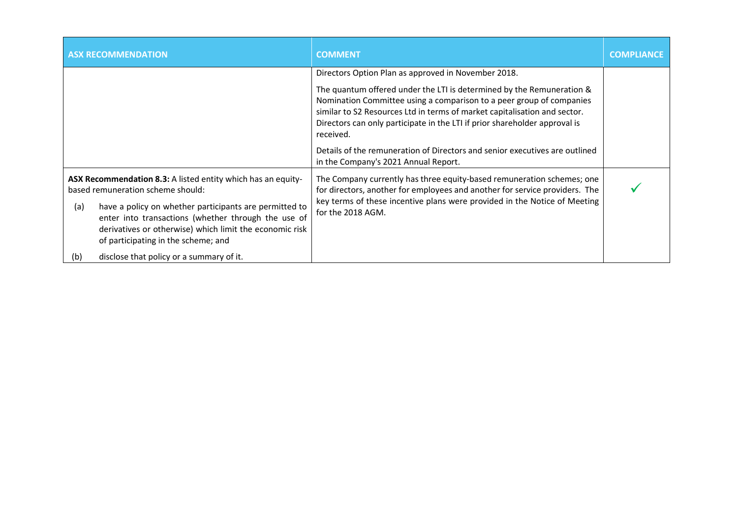| ASX RECOMMENDATION | COMMENT | COMPLIANCE |
|---|---|---|
| | Directors Option Plan as approved in November 2018.<br><br>The quantum offered under the LTI is determined by the Remuneration & Nomination Committee using a comparison to a peer group of companies similar to S2 Resources Ltd in terms of market capitalisation and sector. Directors can only participate in the LTI if prior shareholder approval is received.<br><br>Details of the remuneration of Directors and senior executives are outlined in the Company's 2021 Annual Report. | |
| **ASX Recommendation 8.3:** A listed entity which has an equity-based remuneration scheme should:<br><br>(a) have a policy on whether participants are permitted to enter into transactions (whether through the use of derivatives or otherwise) which limit the economic risk of participating in the scheme; and<br><br>(b) disclose that policy or a summary of it. | The Company currently has three equity-based remuneration schemes; one for directors, another for employees and another for service providers. The key terms of these incentive plans were provided in the Notice of Meeting for the 2018 AGM. | ✓ |